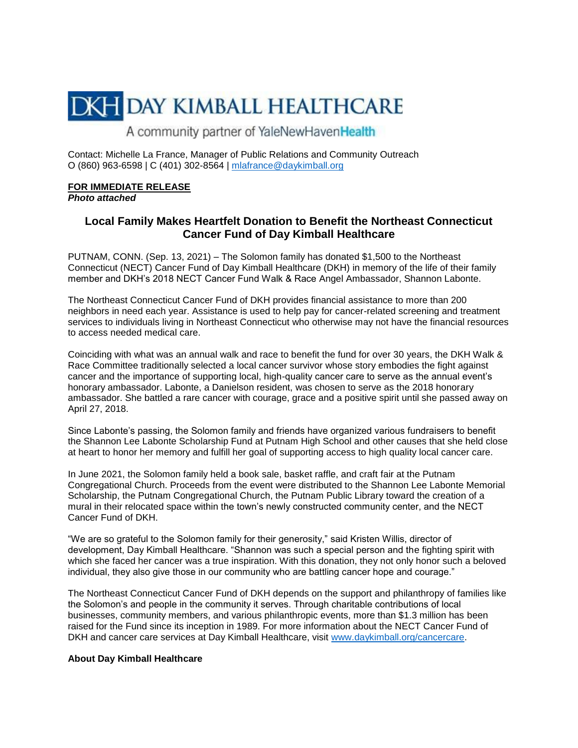DKH DAY KIMBALL HEALTHCARE

A community partner of YaleNewHavenHealth

Contact: Michelle La France, Manager of Public Relations and Community Outreach
O (860) 963-6598 | C (401) 302-8564 | mlafrance@daykimball.org

**FOR IMMEDIATE RELEASE**
***Photo attached***

## Local Family Makes Heartfelt Donation to Benefit the Northeast Connecticut Cancer Fund of Day Kimball Healthcare

PUTNAM, CONN. (Sep. 13, 2021) – The Solomon family has donated $1,500 to the Northeast Connecticut (NECT) Cancer Fund of Day Kimball Healthcare (DKH) in memory of the life of their family member and DKH's 2018 NECT Cancer Fund Walk & Race Angel Ambassador, Shannon Labonte.

The Northeast Connecticut Cancer Fund of DKH provides financial assistance to more than 200 neighbors in need each year. Assistance is used to help pay for cancer-related screening and treatment services to individuals living in Northeast Connecticut who otherwise may not have the financial resources to access needed medical care.

Coinciding with what was an annual walk and race to benefit the fund for over 30 years, the DKH Walk & Race Committee traditionally selected a local cancer survivor whose story embodies the fight against cancer and the importance of supporting local, high-quality cancer care to serve as the annual event's honorary ambassador. Labonte, a Danielson resident, was chosen to serve as the 2018 honorary ambassador. She battled a rare cancer with courage, grace and a positive spirit until she passed away on April 27, 2018.

Since Labonte's passing, the Solomon family and friends have organized various fundraisers to benefit the Shannon Lee Labonte Scholarship Fund at Putnam High School and other causes that she held close at heart to honor her memory and fulfill her goal of supporting access to high quality local cancer care.

In June 2021, the Solomon family held a book sale, basket raffle, and craft fair at the Putnam Congregational Church. Proceeds from the event were distributed to the Shannon Lee Labonte Memorial Scholarship, the Putnam Congregational Church, the Putnam Public Library toward the creation of a mural in their relocated space within the town's newly constructed community center, and the NECT Cancer Fund of DKH.

"We are so grateful to the Solomon family for their generosity," said Kristen Willis, director of development, Day Kimball Healthcare. "Shannon was such a special person and the fighting spirit with which she faced her cancer was a true inspiration. With this donation, they not only honor such a beloved individual, they also give those in our community who are battling cancer hope and courage."

The Northeast Connecticut Cancer Fund of DKH depends on the support and philanthropy of families like the Solomon's and people in the community it serves. Through charitable contributions of local businesses, community members, and various philanthropic events, more than $1.3 million has been raised for the Fund since its inception in 1989. For more information about the NECT Cancer Fund of DKH and cancer care services at Day Kimball Healthcare, visit www.daykimball.org/cancercare.

**About Day Kimball Healthcare**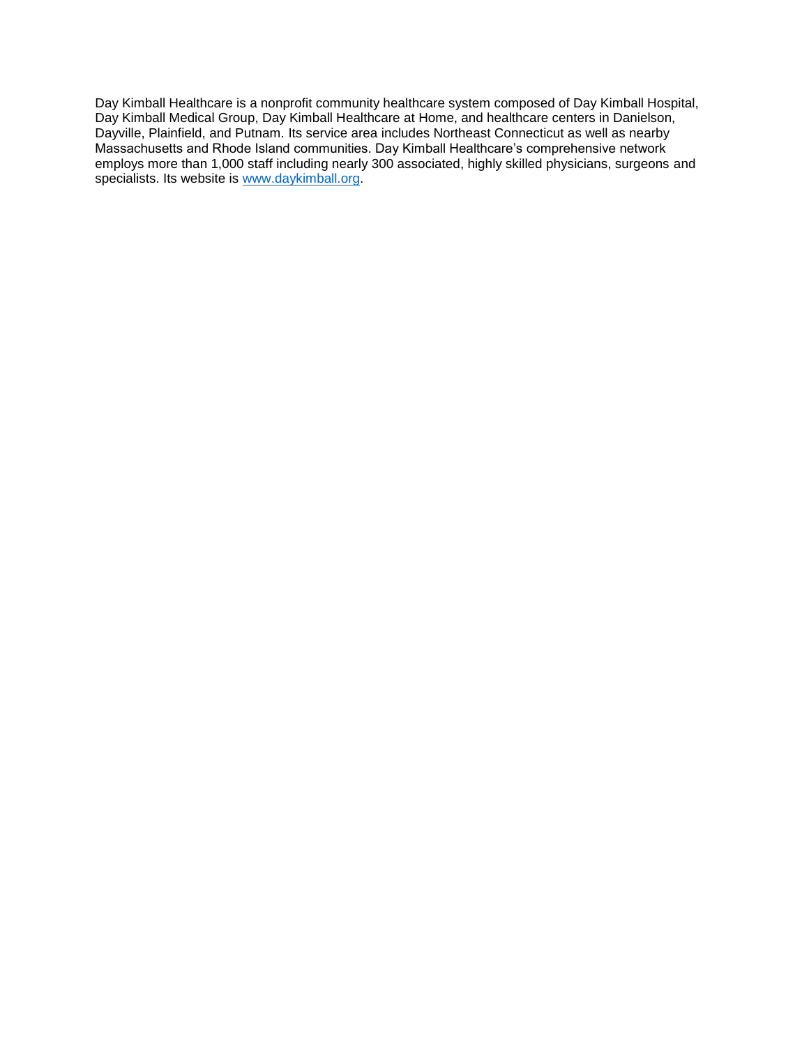Day Kimball Healthcare is a nonprofit community healthcare system composed of Day Kimball Hospital, Day Kimball Medical Group, Day Kimball Healthcare at Home, and healthcare centers in Danielson, Dayville, Plainfield, and Putnam. Its service area includes Northeast Connecticut as well as nearby Massachusetts and Rhode Island communities. Day Kimball Healthcare's comprehensive network employs more than 1,000 staff including nearly 300 associated, highly skilled physicians, surgeons and specialists. Its website is [www.daykimball.org](http://www.daykimball.org).